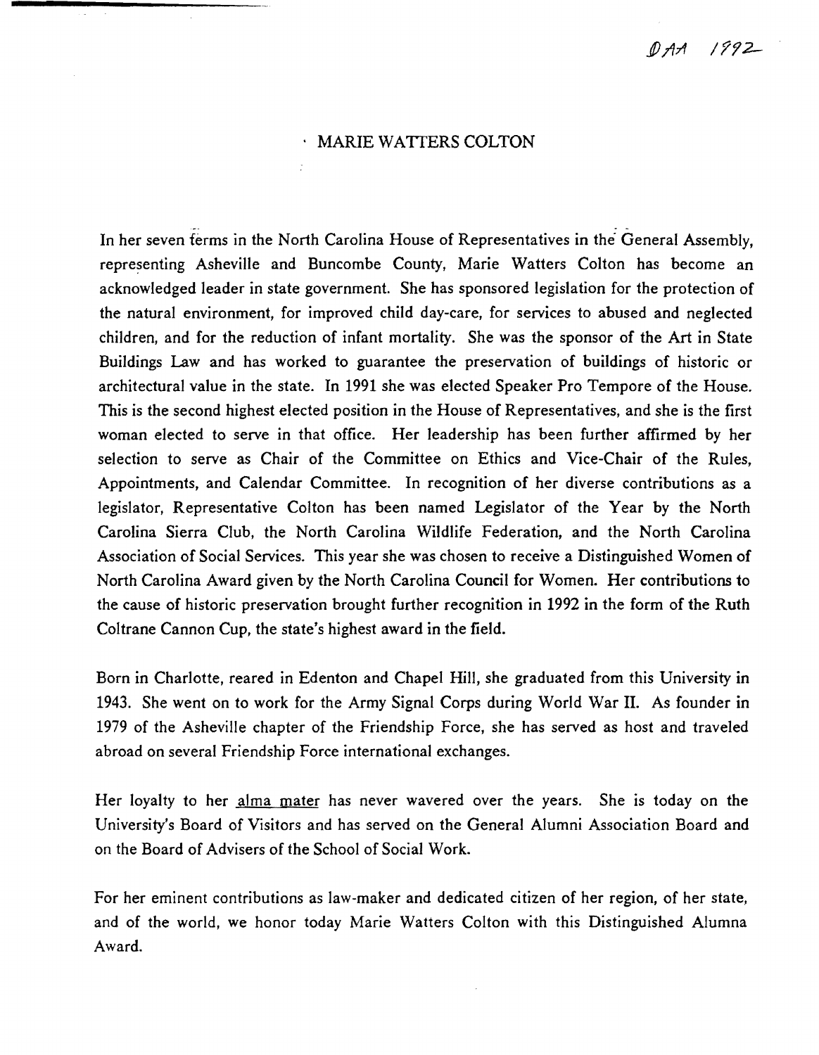DAA 1992

# MARIE WATTERS COLTON

In her seven terms in the North Carolina House of Representatives in the General Assembly, representing Asheville and Buncombe County, Marie Watters Colton has become an acknowledged leader in state government. She has sponsored legislation for the protection of the natural environment, for improved child day-care, for services to abused and neglected children, and for the reduction of infant mortality. She was the sponsor of the Art in State Buildings Law and has worked to guarantee the preservation of buildings of historic or architectural value in the state. In 1991 she was elected Speaker Pro Tempore of the House. This is the second highest elected position in the House of Representatives, and she is the first woman elected to serve in that office. Her leadership has been further affirmed by her selection to serve as Chair of the Committee on Ethics and Vice-Chair of the Rules, Appointments, and Calendar Committee. In recognition of her diverse contributions as a legislator, Representative Colton has been named Legislator of the Year by the North Carolina Sierra Club, the North Carolina Wildlife Federation, and the North Carolina Association of Social Services. This year she was chosen to receive a Distinguished Women of North Carolina Award given by the North Carolina Council for Women. Her contributions to the cause of historic preservation brought further recognition in 1992 in the form of the Ruth Coltrane Cannon Cup, the state's highest award in the field.

Born in Charlotte, reared in Edenton and Chapel Hill, she graduated from this University in 1943. She went on to work for the Army Signal Corps during World War II. As founder in 1979 of the Asheville chapter of the Friendship Force, she has served as host and traveled abroad on several Friendship Force international exchanges.

Her loyalty to her alma mater has never wavered over the years. She is today on the University's Board of Visitors and has served on the General Alumni Association Board and on the Board of Advisers of the School of Social Work.

For her eminent contributions as law-maker and dedicated citizen of her region, of her state, and of the world, we honor today Marie Watters Colton with this Distinguished Alumna Award.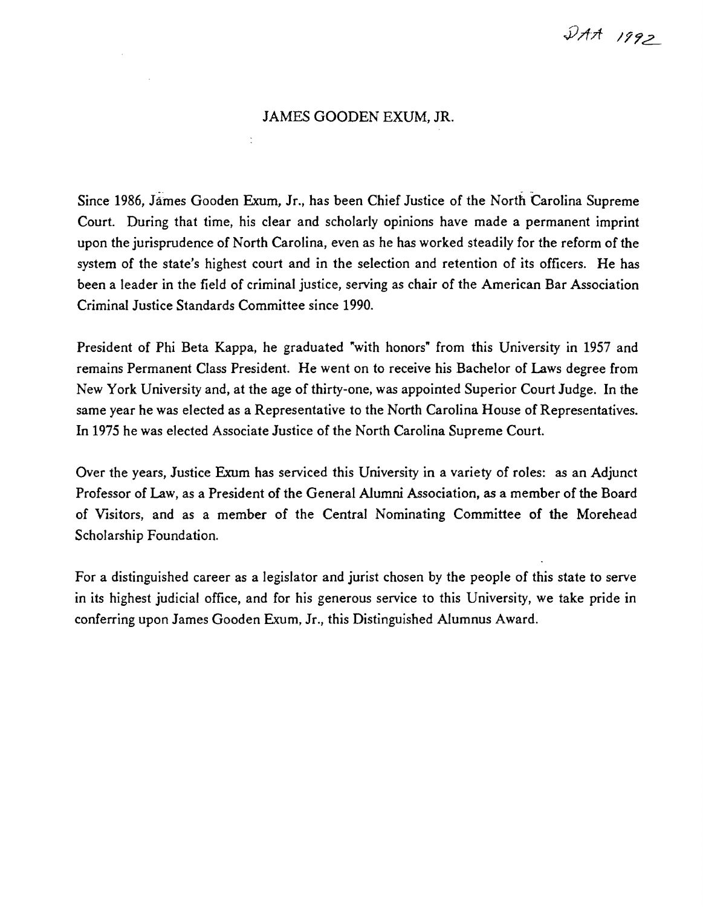DAA 1992

# JAMES GOODEN EXUM, JR.

Since 1986, James Gooden Exum, Jr., has been Chief Justice of the North Carolina Supreme Court. During that time, his clear and scholarly opinions have made a permanent imprint upon the jurisprudence of North Carolina, even as he has worked steadily for the reform of the system of the state's highest court and in the selection and retention of its officers. He has been a leader in the field of criminal justice, serving as chair of the American Bar Association Criminal Justice Standards Committee since 1990.

President of Phi Beta Kappa, he graduated "with honors" from this University in 1957 and remains Permanent Class President. He went on to receive his Bachelor of Laws degree from New York University and, at the age of thirty-one, was appointed Superior Court Judge. In the same year he was elected as a Representative to the North Carolina House of Representatives. In 1975 he was elected Associate Justice of the North Carolina Supreme Court.

Over the years, Justice Exum has serviced this University in a variety of roles: as an Adjunct Professor of Law, as a President of the General Alumni Association, as a member of the Board of Visitors, and as a member of the Central Nominating Committee of the Morehead Scholarship Foundation.

For a distinguished career as a legislator and jurist chosen by the people of this state to serve in its highest judicial office, and for his generous service to this University, we take pride in conferring upon James Gooden Exum, Jr., this Distinguished Alumnus Award.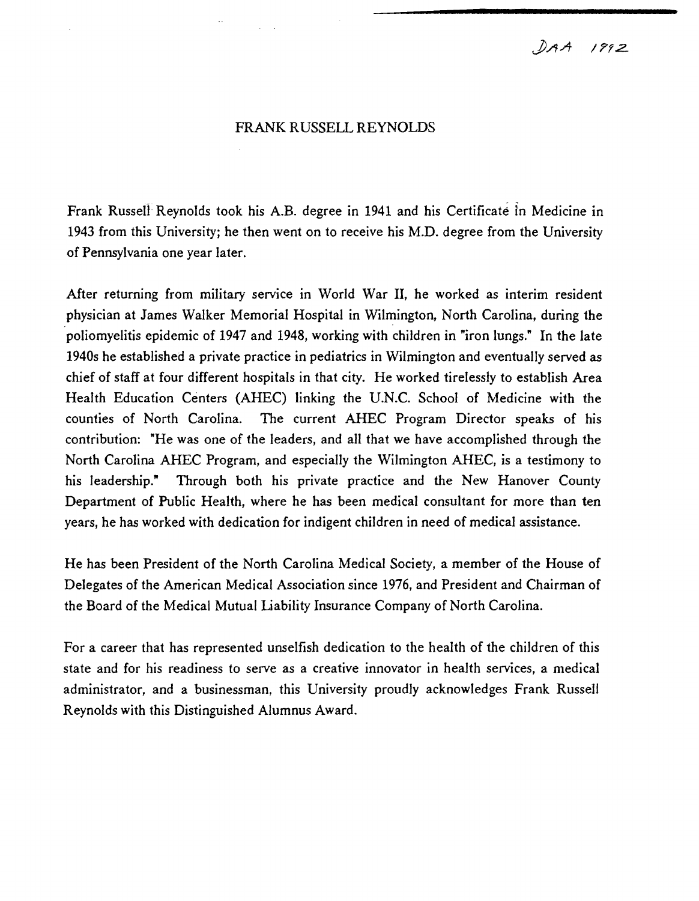DAA 1992

# FRANK RUSSELL REYNOLDS

Frank Russell Reynolds took his A.B. degree in 1941 and his Certificate in Medicine in 1943 from this University; he then went on to receive his M.D. degree from the University of Pennsylvania one year later.

After returning from military service in World War II, he worked as interim resident physician at James Walker Memorial Hospital in Wilmington, North Carolina, during the poliomyelitis epidemic of 1947 and 1948, working with children in "iron lungs." In the late 1940s he established a private practice in pediatrics in Wilmington and eventually served as chief of staff at four different hospitals in that city. He worked tirelessly to establish Area Health Education Centers (AHEC) linking the U.N.C. School of Medicine with the counties of North Carolina. The current AHEC Program Director speaks of his contribution: "He was one of the leaders, and all that we have accomplished through the North Carolina AHEC Program, and especially the Wilmington AHEC, is a testimony to his leadership." Through both his private practice and the New Hanover County Department of Public Health, where he has been medical consultant for more than ten years, he has worked with dedication for indigent children in need of medical assistance.

He has been President of the North Carolina Medical Society, a member of the House of Delegates of the American Medical Association since 1976, and President and Chairman of the Board of the Medical Mutual Liability Insurance Company of North Carolina.

For a career that has represented unselfish dedication to the health of the children of this state and for his readiness to serve as a creative innovator in health services, a medical administrator, and a businessman, this University proudly acknowledges Frank Russell Reynolds with this Distinguished Alumnus Award.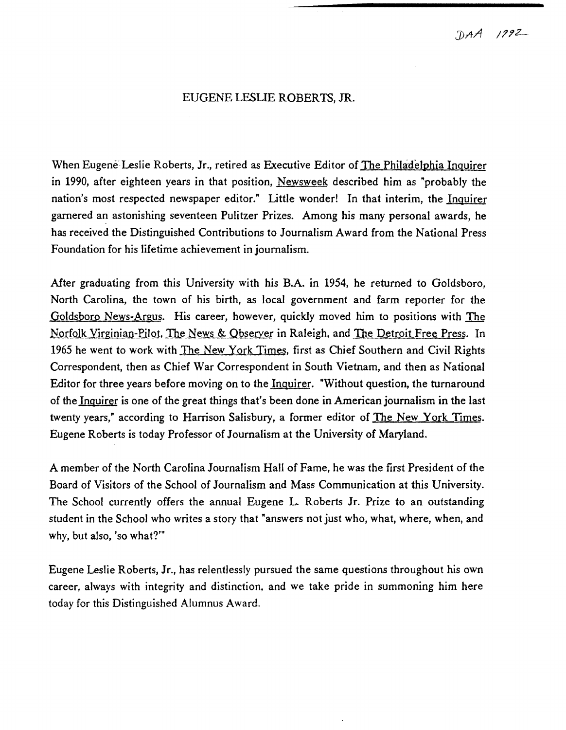DAA 1992

# EUGENE LESLIE ROBERTS, JR.

When Eugene Leslie Roberts, Jr., retired as Executive Editor of The Philadelphia Inquirer in 1990, after eighteen years in that position, Newsweek described him as "probably the nation's most respected newspaper editor." Little wonder! In that interim, the Inquirer garnered an astonishing seventeen Pulitzer Prizes. Among his many personal awards, he has received the Distinguished Contributions to Journalism Award from the National Press Foundation for his lifetime achievement in journalism.

After graduating from this University with his B.A. in 1954, he returned to Goldsboro, North Carolina, the town of his birth, as local government and farm reporter for the Goldsboro News-Argus. His career, however, quickly moved him to positions with The Norfolk Virginian-Pilot, The News & Observer in Raleigh, and The Detroit Free Press. In 1965 he went to work with The New York Times, first as Chief Southern and Civil Rights Correspondent, then as Chief War Correspondent in South Vietnam, and then as National Editor for three years before moving on to the Inquirer. "Without question, the turnaround of the Inquirer is one of the great things that's been done in American journalism in the last twenty years," according to Harrison Salisbury, a former editor of The New York Times. Eugene Roberts is today Professor of Journalism at the University of Maryland.

A member of the North Carolina Journalism Hall of Fame, he was the first President of the Board of Visitors of the School of Journalism and Mass Communication at this University. The School currently offers the annual Eugene L. Roberts Jr. Prize to an outstanding student in the School who writes a story that "answers not just who, what, where, when, and why, but also, 'so what?'"

Eugene Leslie Roberts, Jr., has relentlessly pursued the same questions throughout his own career, always with integrity and distinction, and we take pride in summoning him here today for this Distinguished Alumnus Award.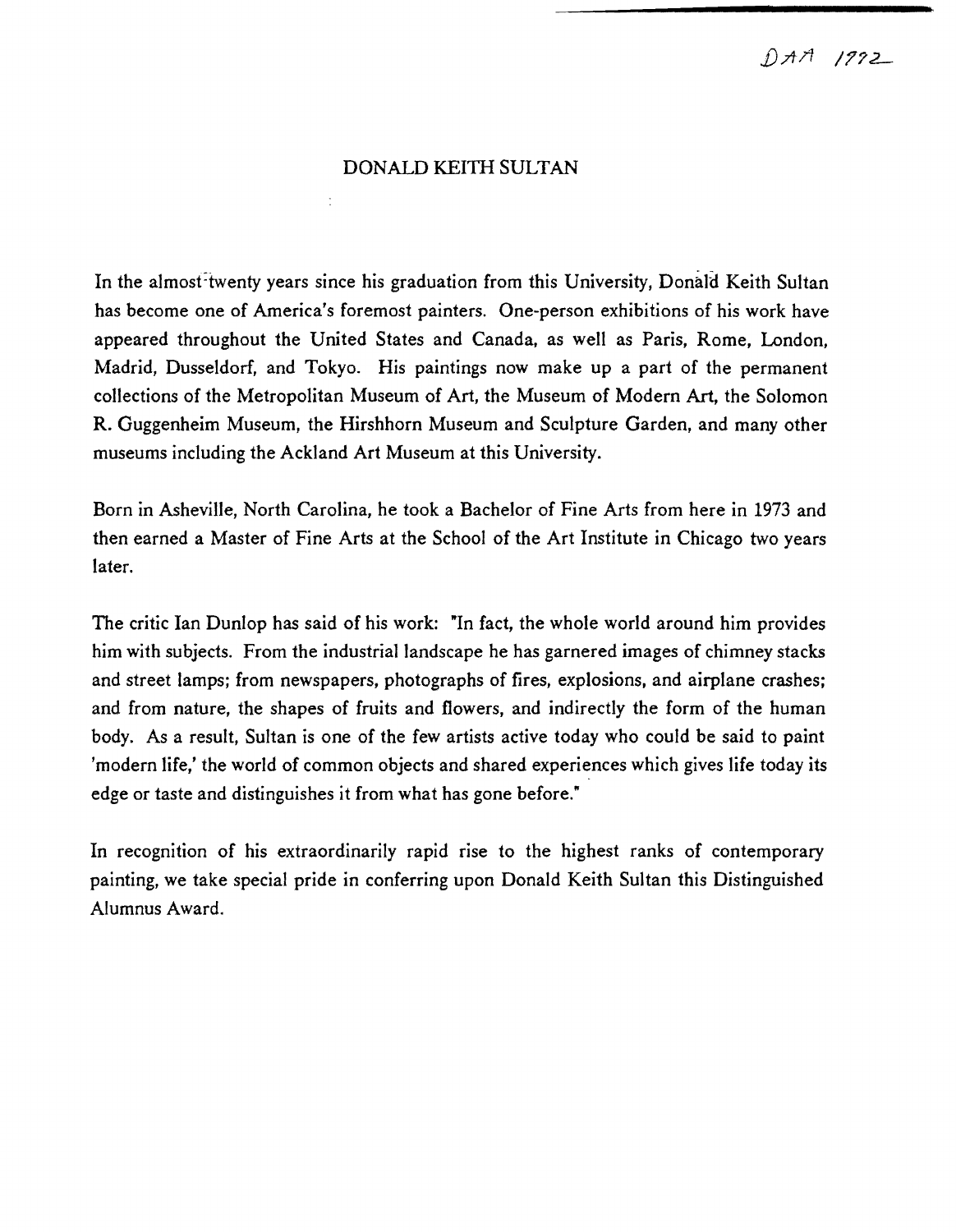DAA 1992

# DONALD KEITH SULTAN

In the almost twenty years since his graduation from this University, Donald Keith Sultan has become one of America's foremost painters. One-person exhibitions of his work have appeared throughout the United States and Canada, as well as Paris, Rome, London, Madrid, Dusseldorf, and Tokyo. His paintings now make up a part of the permanent collections of the Metropolitan Museum of Art, the Museum of Modern Art, the Solomon R. Guggenheim Museum, the Hirshhorn Museum and Sculpture Garden, and many other museums including the Ackland Art Museum at this University.

Born in Asheville, North Carolina, he took a Bachelor of Fine Arts from here in 1973 and then earned a Master of Fine Arts at the School of the Art Institute in Chicago two years later.

The critic Ian Dunlop has said of his work: "In fact, the whole world around him provides him with subjects. From the industrial landscape he has garnered images of chimney stacks and street lamps; from newspapers, photographs of fires, explosions, and airplane crashes; and from nature, the shapes of fruits and flowers, and indirectly the form of the human body. As a result, Sultan is one of the few artists active today who could be said to paint 'modern life,' the world of common objects and shared experiences which gives life today its edge or taste and distinguishes it from what has gone before."

In recognition of his extraordinarily rapid rise to the highest ranks of contemporary painting, we take special pride in conferring upon Donald Keith Sultan this Distinguished Alumnus Award.